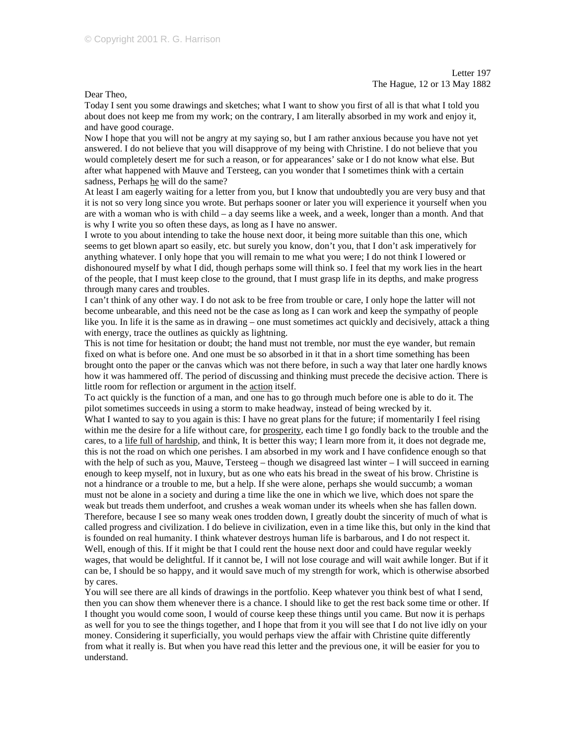Letter 197
The Hague, 12 or 13 May 1882

Dear Theo,

Today I sent you some drawings and sketches; what I want to show you first of all is that what I told you about does not keep me from my work; on the contrary, I am literally absorbed in my work and enjoy it, and have good courage.

Now I hope that you will not be angry at my saying so, but I am rather anxious because you have not yet answered. I do not believe that you will disapprove of my being with Christine. I do not believe that you would completely desert me for such a reason, or for appearances' sake or I do not know what else. But after what happened with Mauve and Tersteeg, can you wonder that I sometimes think with a certain sadness, Perhaps he will do the same?

At least I am eagerly waiting for a letter from you, but I know that undoubtedly you are very busy and that it is not so very long since you wrote. But perhaps sooner or later you will experience it yourself when you are with a woman who is with child – a day seems like a week, and a week, longer than a month. And that is why I write you so often these days, as long as I have no answer.

I wrote to you about intending to take the house next door, it being more suitable than this one, which seems to get blown apart so easily, etc. but surely you know, don't you, that I don't ask imperatively for anything whatever. I only hope that you will remain to me what you were; I do not think I lowered or dishonoured myself by what I did, though perhaps some will think so. I feel that my work lies in the heart of the people, that I must keep close to the ground, that I must grasp life in its depths, and make progress through many cares and troubles.

I can't think of any other way. I do not ask to be free from trouble or care, I only hope the latter will not become unbearable, and this need not be the case as long as I can work and keep the sympathy of people like you. In life it is the same as in drawing – one must sometimes act quickly and decisively, attack a thing with energy, trace the outlines as quickly as lightning.

This is not time for hesitation or doubt; the hand must not tremble, nor must the eye wander, but remain fixed on what is before one. And one must be so absorbed in it that in a short time something has been brought onto the paper or the canvas which was not there before, in such a way that later one hardly knows how it was hammered off. The period of discussing and thinking must precede the decisive action. There is little room for reflection or argument in the action itself.

To act quickly is the function of a man, and one has to go through much before one is able to do it. The pilot sometimes succeeds in using a storm to make headway, instead of being wrecked by it.

What I wanted to say to you again is this: I have no great plans for the future; if momentarily I feel rising within me the desire for a life without care, for prosperity, each time I go fondly back to the trouble and the cares, to a life full of hardship, and think, It is better this way; I learn more from it, it does not degrade me, this is not the road on which one perishes. I am absorbed in my work and I have confidence enough so that with the help of such as you, Mauve, Tersteeg – though we disagreed last winter – I will succeed in earning enough to keep myself, not in luxury, but as one who eats his bread in the sweat of his brow. Christine is not a hindrance or a trouble to me, but a help. If she were alone, perhaps she would succumb; a woman must not be alone in a society and during a time like the one in which we live, which does not spare the weak but treads them underfoot, and crushes a weak woman under its wheels when she has fallen down. Therefore, because I see so many weak ones trodden down, I greatly doubt the sincerity of much of what is called progress and civilization. I do believe in civilization, even in a time like this, but only in the kind that is founded on real humanity. I think whatever destroys human life is barbarous, and I do not respect it.

Well, enough of this. If it might be that I could rent the house next door and could have regular weekly wages, that would be delightful. If it cannot be, I will not lose courage and will wait awhile longer. But if it can be, I should be so happy, and it would save much of my strength for work, which is otherwise absorbed by cares.

You will see there are all kinds of drawings in the portfolio. Keep whatever you think best of what I send, then you can show them whenever there is a chance. I should like to get the rest back some time or other. If I thought you would come soon, I would of course keep these things until you came. But now it is perhaps as well for you to see the things together, and I hope that from it you will see that I do not live idly on your money. Considering it superficially, you would perhaps view the affair with Christine quite differently from what it really is. But when you have read this letter and the previous one, it will be easier for you to understand.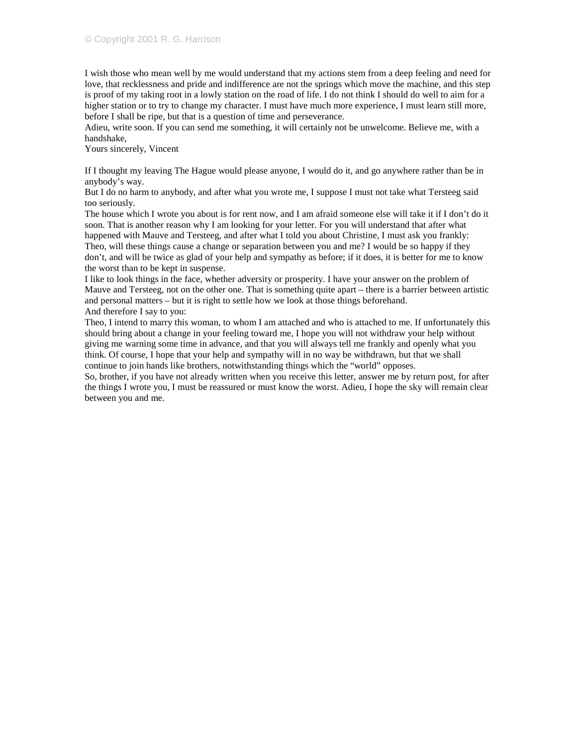I wish those who mean well by me would understand that my actions stem from a deep feeling and need for love, that recklessness and pride and indifference are not the springs which move the machine, and this step is proof of my taking root in a lowly station on the road of life. I do not think I should do well to aim for a higher station or to try to change my character. I must have much more experience, I must learn still more, before I shall be ripe, but that is a question of time and perseverance.
Adieu, write soon. If you can send me something, it will certainly not be unwelcome. Believe me, with a handshake,
Yours sincerely, Vincent

If I thought my leaving The Hague would please anyone, I would do it, and go anywhere rather than be in anybody's way.
But I do no harm to anybody, and after what you wrote me, I suppose I must not take what Tersteeg said too seriously.
The house which I wrote you about is for rent now, and I am afraid someone else will take it if I don't do it soon. That is another reason why I am looking for your letter. For you will understand that after what happened with Mauve and Tersteeg, and after what I told you about Christine, I must ask you frankly: Theo, will these things cause a change or separation between you and me? I would be so happy if they don't, and will be twice as glad of your help and sympathy as before; if it does, it is better for me to know the worst than to be kept in suspense.
I like to look things in the face, whether adversity or prosperity. I have your answer on the problem of Mauve and Tersteeg, not on the other one. That is something quite apart – there is a barrier between artistic and personal matters – but it is right to settle how we look at those things beforehand.
And therefore I say to you:
Theo, I intend to marry this woman, to whom I am attached and who is attached to me. If unfortunately this should bring about a change in your feeling toward me, I hope you will not withdraw your help without giving me warning some time in advance, and that you will always tell me frankly and openly what you think. Of course, I hope that your help and sympathy will in no way be withdrawn, but that we shall continue to join hands like brothers, notwithstanding things which the "world" opposes.
So, brother, if you have not already written when you receive this letter, answer me by return post, for after the things I wrote you, I must be reassured or must know the worst. Adieu, I hope the sky will remain clear between you and me.